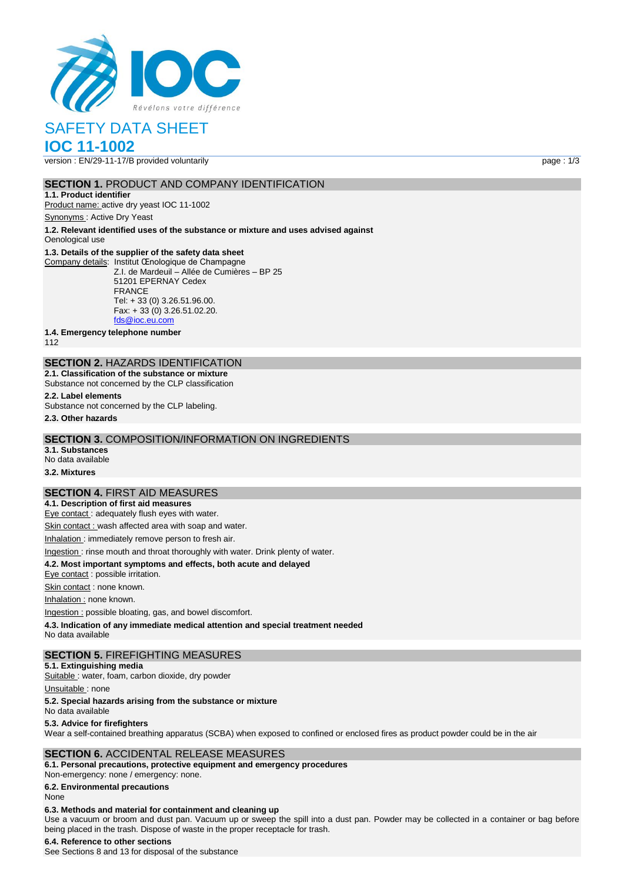# SAFETY DATA SHEET

# IOC 11-1002

version : EN/29-11-17/B provided voluntarily

## SECTION 1. PRODUCT AND COMPANY IDENTIFICATION

**1.1. Product identifier**

Product name: active dry yeast IOC 11-1002

Synonyms : Active Dry Yeast

**1.2. Relevant identified uses of the substance or mixture and uses advised against**

Oenological use

**1.3. Details of the supplier of the safety data sheet**

Company details: Institut Œnologique de Champagne
Z.I. de Mardeuil – Allée de Cumières – BP 25
51201 EPERNAY Cedex
FRANCE
Tel: + 33 (0) 3.26.51.96.00.
Fax: + 33 (0) 3.26.51.02.20.
fds@ioc.eu.com

**1.4. Emergency telephone number**

112

## SECTION 2. HAZARDS IDENTIFICATION

**2.1. Classification of the substance or mixture**

Substance not concerned by the CLP classification

**2.2. Label elements**

Substance not concerned by the CLP labeling.

**2.3. Other hazards**

## SECTION 3. COMPOSITION/INFORMATION ON INGREDIENTS

**3.1. Substances**

No data available

**3.2. Mixtures**

## SECTION 4. FIRST AID MEASURES

**4.1. Description of first aid measures**

Eye contact : adequately flush eyes with water.

Skin contact : wash affected area with soap and water.

Inhalation : immediately remove person to fresh air.

Ingestion : rinse mouth and throat thoroughly with water. Drink plenty of water.

**4.2. Most important symptoms and effects, both acute and delayed**

Eye contact : possible irritation.

Skin contact : none known.

Inhalation : none known.

Ingestion : possible bloating, gas, and bowel discomfort.

**4.3. Indication of any immediate medical attention and special treatment needed**

No data available

## SECTION 5. FIREFIGHTING MEASURES

**5.1. Extinguishing media**

Suitable : water, foam, carbon dioxide, dry powder

Unsuitable : none

**5.2. Special hazards arising from the substance or mixture**

No data available

**5.3. Advice for firefighters**

Wear a self-contained breathing apparatus (SCBA) when exposed to confined or enclosed fires as product powder could be in the air

## SECTION 6. ACCIDENTAL RELEASE MEASURES

**6.1. Personal precautions, protective equipment and emergency procedures**

Non-emergency: none / emergency: none.

**6.2. Environmental precautions**

None

**6.3. Methods and material for containment and cleaning up**

Use a vacuum or broom and dust pan. Vacuum up or sweep the spill into a dust pan. Powder may be collected in a container or bag before being placed in the trash. Dispose of waste in the proper receptacle for trash.

**6.4. Reference to other sections**

See Sections 8 and 13 for disposal of the substance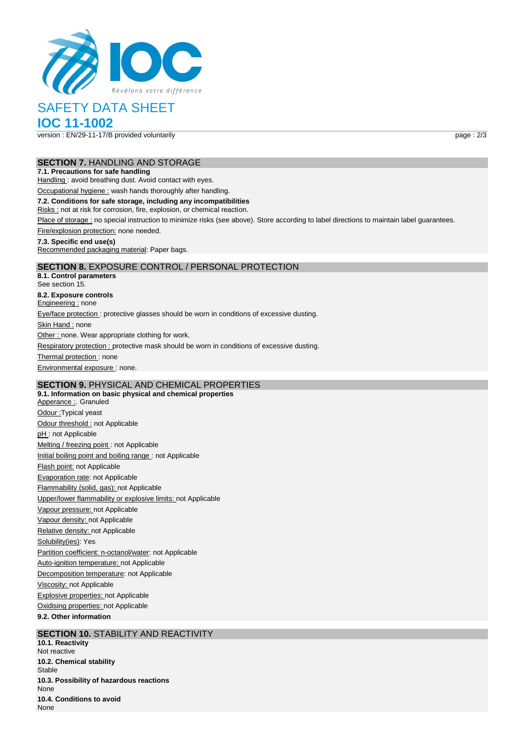## SECTION 7. HANDLING AND STORAGE

**7.1. Precautions for safe handling**

Handling : avoid breathing dust. Avoid contact with eyes.

Occupational hygiene : wash hands thoroughly after handling.

**7.2. Conditions for safe storage, including any incompatibilities**

Risks : not at risk for corrosion, fire, explosion, or chemical reaction.

Place of storage : no special instruction to minimize risks (see above). Store according to label directions to maintain label guarantees.

Fire/explosion protection: none needed.

**7.3. Specific end use(s)**

Recommended packaging material: Paper bags.

## SECTION 8. EXPOSURE CONTROL / PERSONAL PROTECTION

**8.1. Control parameters**

See section 15.

**8.2. Exposure controls**

Engineering : none

Eye/face protection : protective glasses should be worn in conditions of excessive dusting.

Skin Hand : none

Other : none. Wear appropriate clothing for work.

Respiratory protection : protective mask should be worn in conditions of excessive dusting.

Thermal protection : none

Environmental exposure : none.

## SECTION 9. PHYSICAL AND CHEMICAL PROPERTIES

**9.1. Information on basic physical and chemical properties**

Apperance :. Granuled

Odour :Typical yeast

Odour threshold : not Applicable

pH : not Applicable

Melting / freezing point : not Applicable

Initial boiling point and boiling range : not Applicable

Flash point: not Applicable

Evaporation rate: not Applicable

Flammability (solid, gas): not Applicable

Upper/lower flammability or explosive limits: not Applicable

Vapour pressure: not Applicable

Vapour density: not Applicable

Relative density: not Applicable

Solubility(ies): Yes

Partition coefficient: n-octanol/water: not Applicable

Auto-ignition temperature: not Applicable

Decomposition temperature: not Applicable

Viscosity: not Applicable

Explosive properties: not Applicable

Oxidising properties: not Applicable

**9.2. Other information**

## SECTION 10. STABILITY AND REACTIVITY

**10.1. Reactivity**

Not reactive

**10.2. Chemical stability**

Stable

**10.3. Possibility of hazardous reactions**

None

**10.4. Conditions to avoid**

None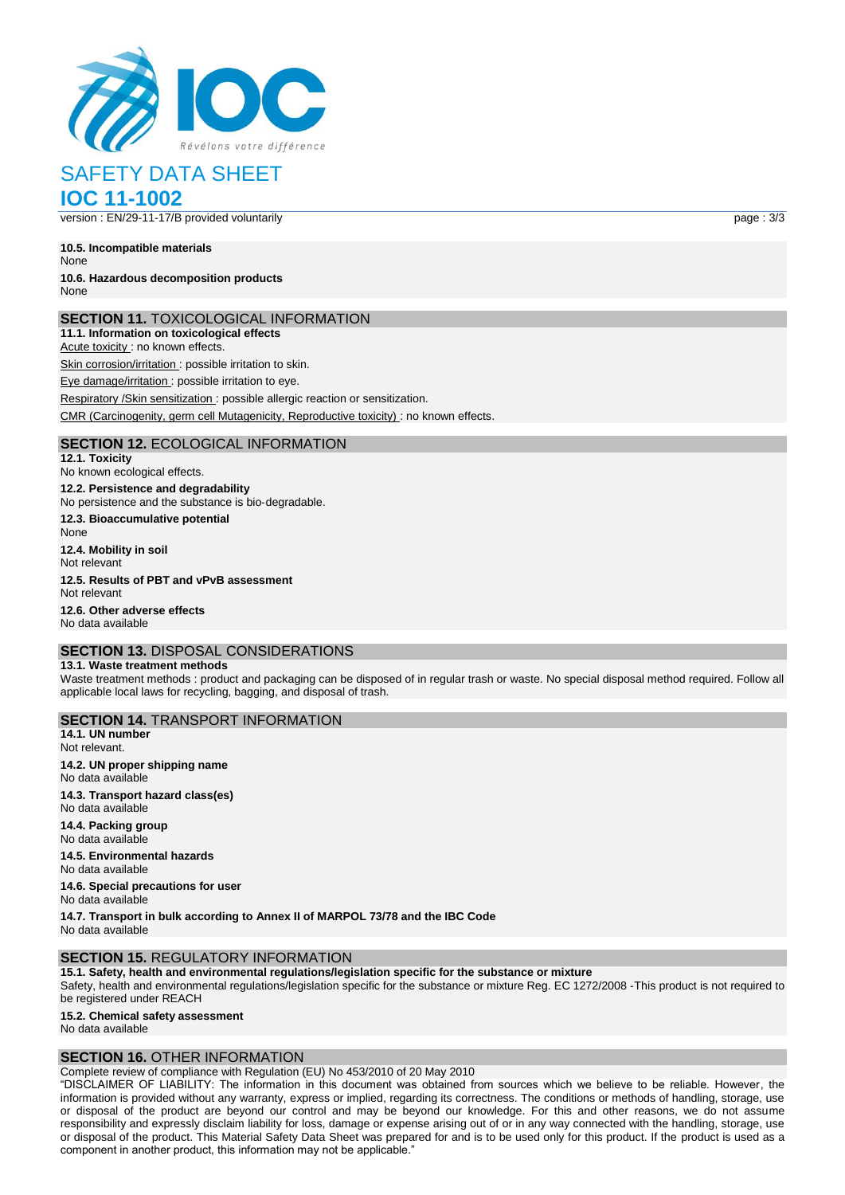**10.5. Incompatible materials**
None

**10.6. Hazardous decomposition products**
None

## SECTION 11. TOXICOLOGICAL INFORMATION

**11.1. Information on toxicological effects**

Acute toxicity : no known effects.

Skin corrosion/irritation : possible irritation to skin.

Eye damage/irritation : possible irritation to eye.

Respiratory /Skin sensitization : possible allergic reaction or sensitization.

CMR (Carcinogenity, germ cell Mutagenicity, Reproductive toxicity) : no known effects.

## SECTION 12. ECOLOGICAL INFORMATION

**12.1. Toxicity**
No known ecological effects.

**12.2. Persistence and degradability**
No persistence and the substance is bio-degradable.

**12.3. Bioaccumulative potential**
None

**12.4. Mobility in soil**
Not relevant

**12.5. Results of PBT and vPvB assessment**
Not relevant

**12.6. Other adverse effects**
No data available

## SECTION 13. DISPOSAL CONSIDERATIONS

**13.1. Waste treatment methods**
Waste treatment methods : product and packaging can be disposed of in regular trash or waste. No special disposal method required. Follow all applicable local laws for recycling, bagging, and disposal of trash.

## SECTION 14. TRANSPORT INFORMATION

**14.1. UN number**
Not relevant.

**14.2. UN proper shipping name**
No data available

**14.3. Transport hazard class(es)**
No data available

**14.4. Packing group**
No data available

**14.5. Environmental hazards**
No data available

**14.6. Special precautions for user**
No data available

**14.7. Transport in bulk according to Annex II of MARPOL 73/78 and the IBC Code**
No data available

## SECTION 15. REGULATORY INFORMATION

**15.1. Safety, health and environmental regulations/legislation specific for the substance or mixture**
Safety, health and environmental regulations/legislation specific for the substance or mixture Reg. EC 1272/2008 -This product is not required to be registered under REACH

**15.2. Chemical safety assessment**
No data available

## SECTION 16. OTHER INFORMATION

Complete review of compliance with Regulation (EU) No 453/2010 of 20 May 2010

"DISCLAIMER OF LIABILITY: The information in this document was obtained from sources which we believe to be reliable. However, the information is provided without any warranty, express or implied, regarding its correctness. The conditions or methods of handling, storage, use or disposal of the product are beyond our control and may be beyond our knowledge. For this and other reasons, we do not assume responsibility and expressly disclaim liability for loss, damage or expense arising out of or in any way connected with the handling, storage, use or disposal of the product. This Material Safety Data Sheet was prepared for and is to be used only for this product. If the product is used as a component in another product, this information may not be applicable."